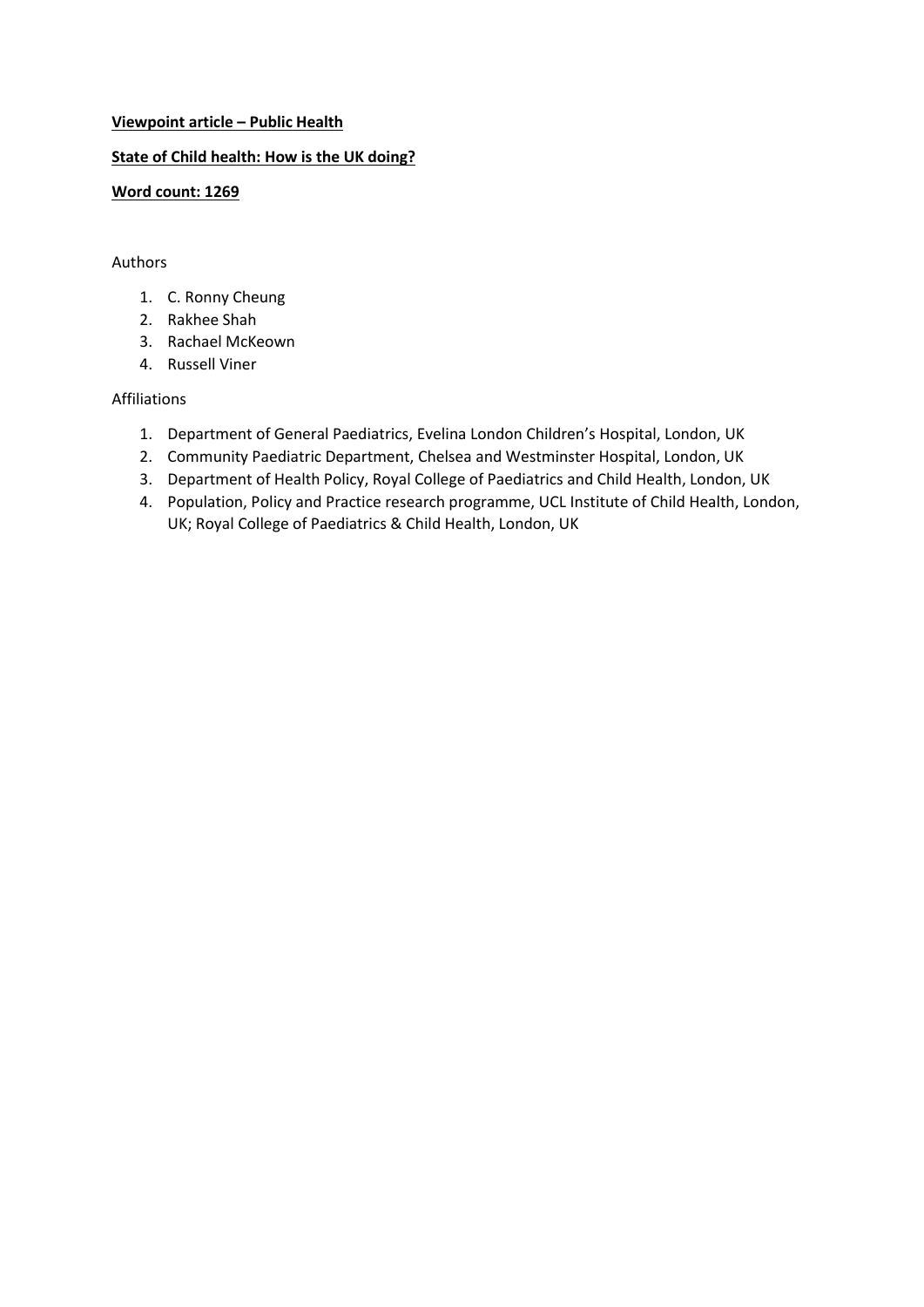**Viewpoint article – Public Health**

**State of Child health: How is the UK doing?**

**Word count: 1269**

Authors

1. C. Ronny Cheung
2. Rakhee Shah
3. Rachael McKeown
4. Russell Viner

Affiliations

1. Department of General Paediatrics, Evelina London Children's Hospital, London, UK
2. Community Paediatric Department, Chelsea and Westminster Hospital, London, UK
3. Department of Health Policy, Royal College of Paediatrics and Child Health, London, UK
4. Population, Policy and Practice research programme, UCL Institute of Child Health, London, UK; Royal College of Paediatrics & Child Health, London, UK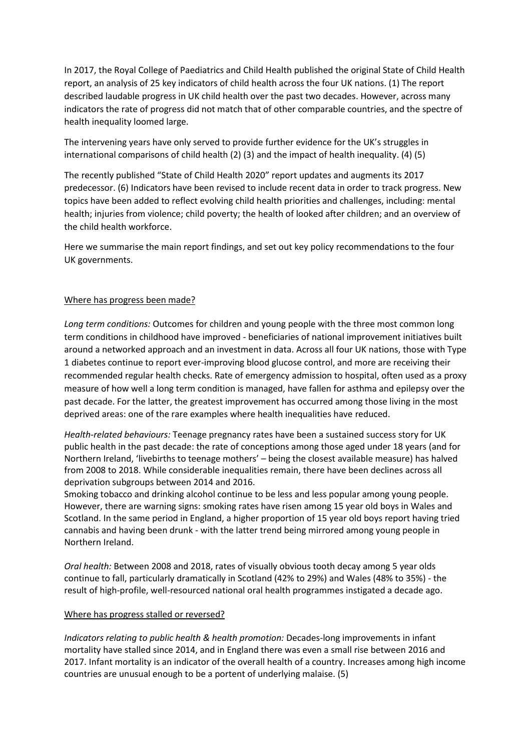In 2017, the Royal College of Paediatrics and Child Health published the original State of Child Health report, an analysis of 25 key indicators of child health across the four UK nations. (1) The report described laudable progress in UK child health over the past two decades. However, across many indicators the rate of progress did not match that of other comparable countries, and the spectre of health inequality loomed large.

The intervening years have only served to provide further evidence for the UK's struggles in international comparisons of child health (2) (3) and the impact of health inequality. (4) (5)

The recently published "State of Child Health 2020" report updates and augments its 2017 predecessor. (6) Indicators have been revised to include recent data in order to track progress. New topics have been added to reflect evolving child health priorities and challenges, including: mental health; injuries from violence; child poverty; the health of looked after children; and an overview of the child health workforce.

Here we summarise the main report findings, and set out key policy recommendations to the four UK governments.

## Where has progress been made?

*Long term conditions:* Outcomes for children and young people with the three most common long term conditions in childhood have improved - beneficiaries of national improvement initiatives built around a networked approach and an investment in data. Across all four UK nations, those with Type 1 diabetes continue to report ever-improving blood glucose control, and more are receiving their recommended regular health checks. Rate of emergency admission to hospital, often used as a proxy measure of how well a long term condition is managed, have fallen for asthma and epilepsy over the past decade. For the latter, the greatest improvement has occurred among those living in the most deprived areas: one of the rare examples where health inequalities have reduced.

*Health-related behaviours:* Teenage pregnancy rates have been a sustained success story for UK public health in the past decade: the rate of conceptions among those aged under 18 years (and for Northern Ireland, 'livebirths to teenage mothers' – being the closest available measure) has halved from 2008 to 2018. While considerable inequalities remain, there have been declines across all deprivation subgroups between 2014 and 2016.
Smoking tobacco and drinking alcohol continue to be less and less popular among young people. However, there are warning signs: smoking rates have risen among 15 year old boys in Wales and Scotland. In the same period in England, a higher proportion of 15 year old boys report having tried cannabis and having been drunk - with the latter trend being mirrored among young people in Northern Ireland.

*Oral health:* Between 2008 and 2018, rates of visually obvious tooth decay among 5 year olds continue to fall, particularly dramatically in Scotland (42% to 29%) and Wales (48% to 35%) - the result of high-profile, well-resourced national oral health programmes instigated a decade ago.

## Where has progress stalled or reversed?

*Indicators relating to public health & health promotion:* Decades-long improvements in infant mortality have stalled since 2014, and in England there was even a small rise between 2016 and 2017. Infant mortality is an indicator of the overall health of a country. Increases among high income countries are unusual enough to be a portent of underlying malaise. (5)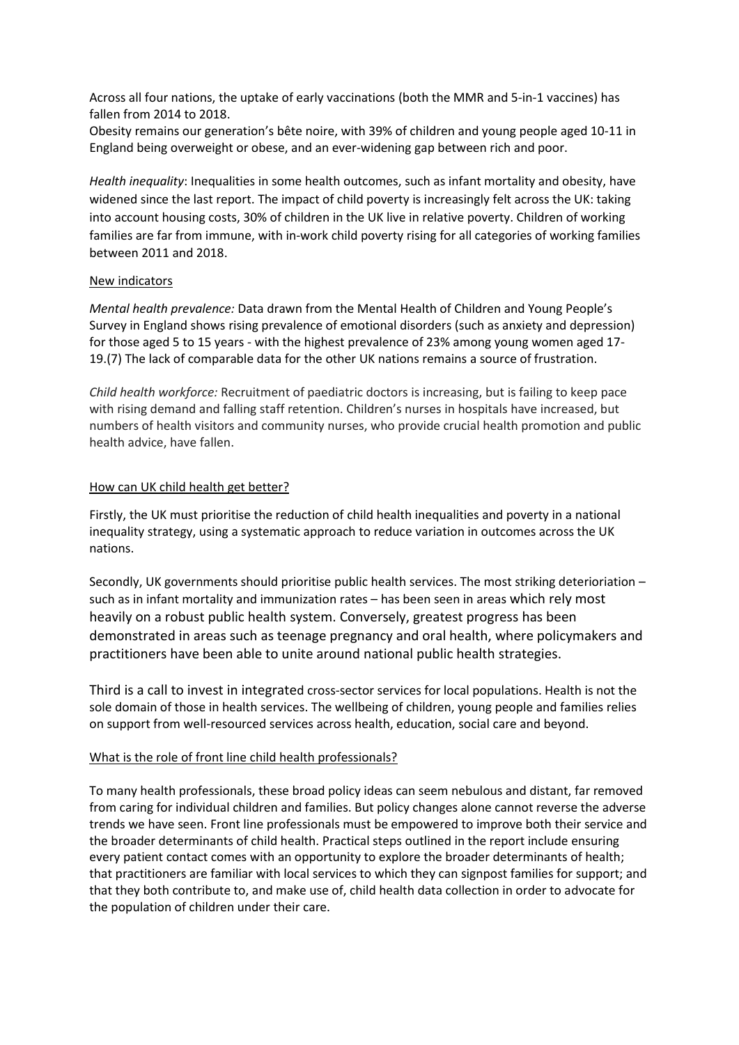Across all four nations, the uptake of early vaccinations (both the MMR and 5-in-1 vaccines) has fallen from 2014 to 2018.

Obesity remains our generation's bête noire, with 39% of children and young people aged 10-11 in England being overweight or obese, and an ever-widening gap between rich and poor.

*Health inequality*: Inequalities in some health outcomes, such as infant mortality and obesity, have widened since the last report. The impact of child poverty is increasingly felt across the UK: taking into account housing costs, 30% of children in the UK live in relative poverty. Children of working families are far from immune, with in-work child poverty rising for all categories of working families between 2011 and 2018.

<u>New indicators</u>

*Mental health prevalence:* Data drawn from the Mental Health of Children and Young People's Survey in England shows rising prevalence of emotional disorders (such as anxiety and depression) for those aged 5 to 15 years - with the highest prevalence of 23% among young women aged 17-19.(7) The lack of comparable data for the other UK nations remains a source of frustration.

*Child health workforce:* Recruitment of paediatric doctors is increasing, but is failing to keep pace with rising demand and falling staff retention. Children's nurses in hospitals have increased, but numbers of health visitors and community nurses, who provide crucial health promotion and public health advice, have fallen.

<u>How can UK child health get better?</u>

Firstly, the UK must prioritise the reduction of child health inequalities and poverty in a national inequality strategy, using a systematic approach to reduce variation in outcomes across the UK nations.

Secondly, UK governments should prioritise public health services. The most striking deterioration – such as in infant mortality and immunization rates – has been seen in areas which rely most heavily on a robust public health system. Conversely, greatest progress has been demonstrated in areas such as teenage pregnancy and oral health, where policymakers and practitioners have been able to unite around national public health strategies.

Third is a call to invest in integrated cross-sector services for local populations. Health is not the sole domain of those in health services. The wellbeing of children, young people and families relies on support from well-resourced services across health, education, social care and beyond.

<u>What is the role of front line child health professionals?</u>

To many health professionals, these broad policy ideas can seem nebulous and distant, far removed from caring for individual children and families. But policy changes alone cannot reverse the adverse trends we have seen. Front line professionals must be empowered to improve both their service and the broader determinants of child health. Practical steps outlined in the report include ensuring every patient contact comes with an opportunity to explore the broader determinants of health; that practitioners are familiar with local services to which they can signpost families for support; and that they both contribute to, and make use of, child health data collection in order to advocate for the population of children under their care.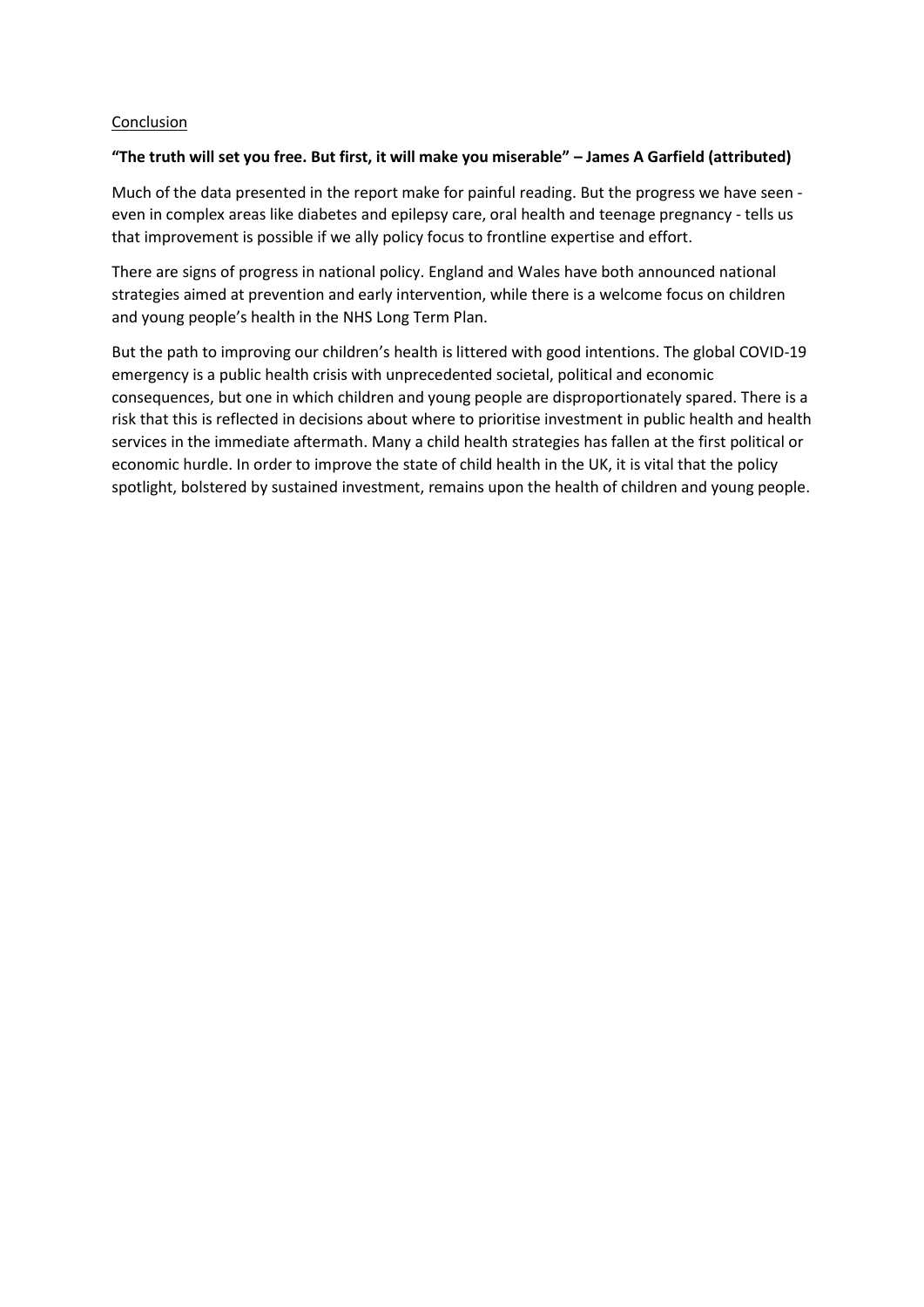Conclusion

**"The truth will set you free. But first, it will make you miserable" – James A Garfield (attributed)**

Much of the data presented in the report make for painful reading. But the progress we have seen - even in complex areas like diabetes and epilepsy care, oral health and teenage pregnancy - tells us that improvement is possible if we ally policy focus to frontline expertise and effort.

There are signs of progress in national policy. England and Wales have both announced national strategies aimed at prevention and early intervention, while there is a welcome focus on children and young people's health in the NHS Long Term Plan.

But the path to improving our children's health is littered with good intentions. The global COVID-19 emergency is a public health crisis with unprecedented societal, political and economic consequences, but one in which children and young people are disproportionately spared. There is a risk that this is reflected in decisions about where to prioritise investment in public health and health services in the immediate aftermath. Many a child health strategies has fallen at the first political or economic hurdle. In order to improve the state of child health in the UK, it is vital that the policy spotlight, bolstered by sustained investment, remains upon the health of children and young people.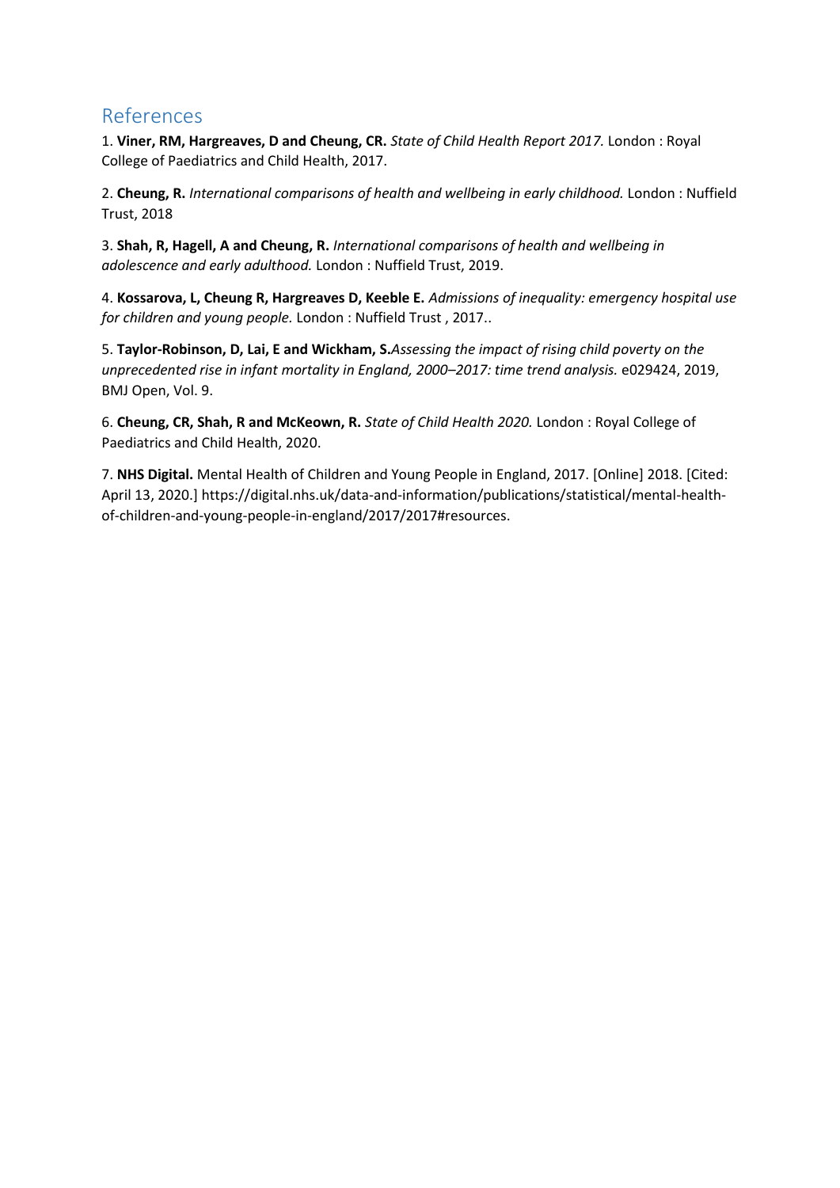## References

1. **Viner, RM, Hargreaves, D and Cheung, CR.** *State of Child Health Report 2017.* London : Royal College of Paediatrics and Child Health, 2017.

2. **Cheung, R.** *International comparisons of health and wellbeing in early childhood.* London : Nuffield Trust, 2018

3. **Shah, R, Hagell, A and Cheung, R.** *International comparisons of health and wellbeing in adolescence and early adulthood.* London : Nuffield Trust, 2019.

4. **Kossarova, L, Cheung R, Hargreaves D, Keeble E.** *Admissions of inequality: emergency hospital use for children and young people.* London : Nuffield Trust , 2017..

5. **Taylor-Robinson, D, Lai, E and Wickham, S.***Assessing the impact of rising child poverty on the unprecedented rise in infant mortality in England, 2000–2017: time trend analysis.* e029424, 2019, BMJ Open, Vol. 9.

6. **Cheung, CR, Shah, R and McKeown, R.** *State of Child Health 2020.* London : Royal College of Paediatrics and Child Health, 2020.

7. **NHS Digital.** Mental Health of Children and Young People in England, 2017. [Online] 2018. [Cited: April 13, 2020.] https://digital.nhs.uk/data-and-information/publications/statistical/mental-health-of-children-and-young-people-in-england/2017/2017#resources.